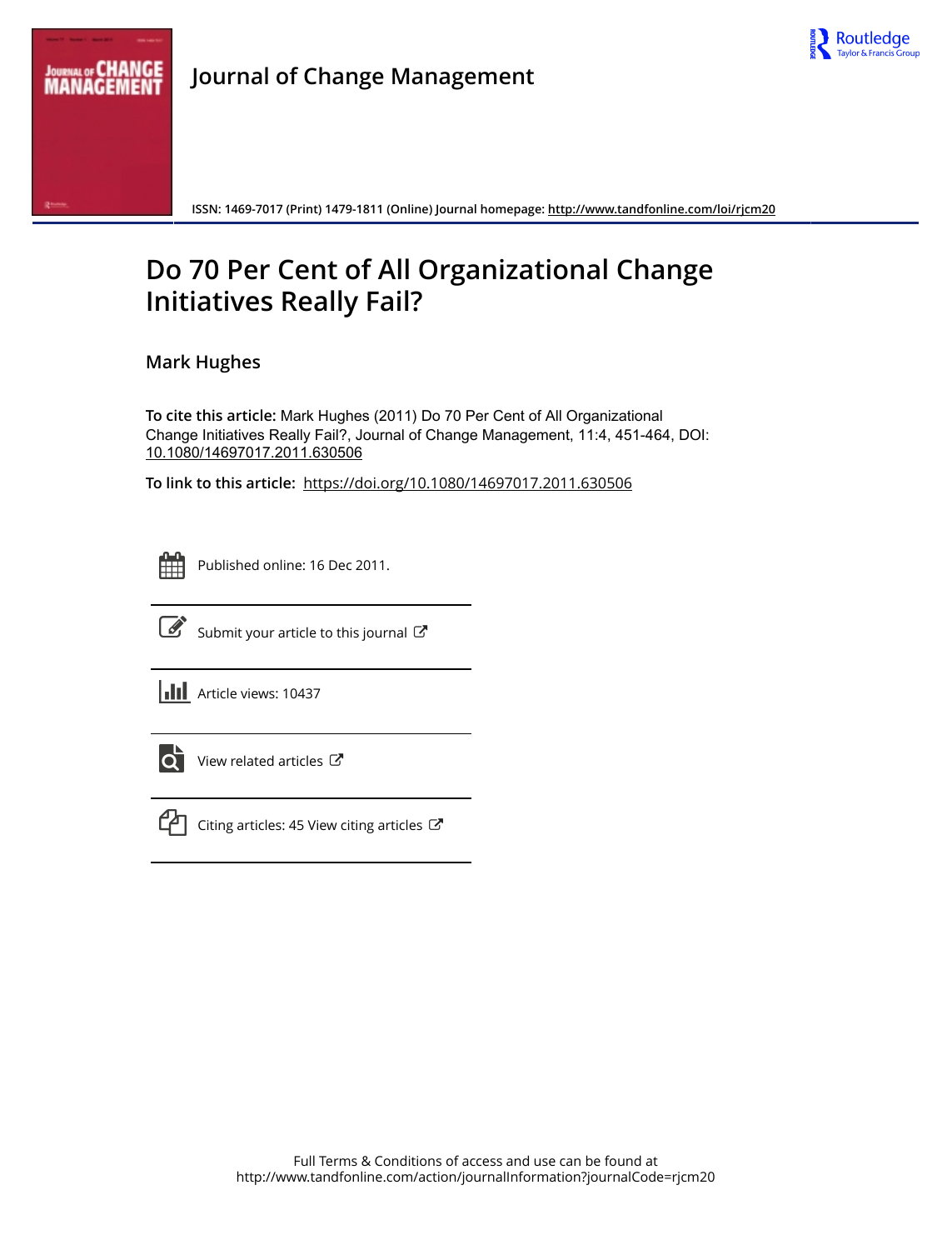Journal of Change Management

ISSN: 1469-7017 (Print) 1479-1811 (Online) Journal homepage: http://www.tandfonline.com/loi/rjcm20

# Do 70 Per Cent of All Organizational Change Initiatives Really Fail?

Mark Hughes

**To cite this article:** Mark Hughes (2011) Do 70 Per Cent of All Organizational Change Initiatives Really Fail?, Journal of Change Management, 11:4, 451-464, DOI: 10.1080/14697017.2011.630506

**To link to this article:** https://doi.org/10.1080/14697017.2011.630506

Published online: 16 Dec 2011.

Submit your article to this journal

Article views: 10437

View related articles

Citing articles: 45 View citing articles

Full Terms & Conditions of access and use can be found at
http://www.tandfonline.com/action/journalInformation?journalCode=rjcm20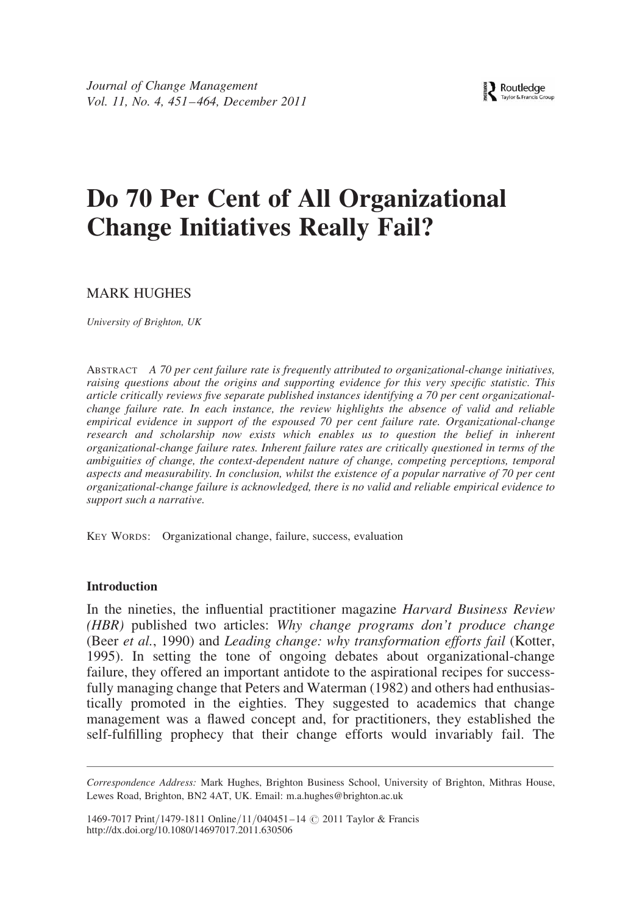# Do 70 Per Cent of All Organizational Change Initiatives Really Fail?

MARK HUGHES

*University of Brighton, UK*

ABSTRACT *A 70 per cent failure rate is frequently attributed to organizational-change initiatives, raising questions about the origins and supporting evidence for this very specific statistic. This article critically reviews five separate published instances identifying a 70 per cent organizational-change failure rate. In each instance, the review highlights the absence of valid and reliable empirical evidence in support of the espoused 70 per cent failure rate. Organizational-change research and scholarship now exists which enables us to question the belief in inherent organizational-change failure rates. Inherent failure rates are critically questioned in terms of the ambiguities of change, the context-dependent nature of change, competing perceptions, temporal aspects and measurability. In conclusion, whilst the existence of a popular narrative of 70 per cent organizational-change failure is acknowledged, there is no valid and reliable empirical evidence to support such a narrative.*

KEY WORDS: Organizational change, failure, success, evaluation

## Introduction

In the nineties, the influential practitioner magazine *Harvard Business Review (HBR)* published two articles: *Why change programs don't produce change* (Beer *et al.*, 1990) and *Leading change: why transformation efforts fail* (Kotter, 1995). In setting the tone of ongoing debates about organizational-change failure, they offered an important antidote to the aspirational recipes for successfully managing change that Peters and Waterman (1982) and others had enthusiastically promoted in the eighties. They suggested to academics that change management was a flawed concept and, for practitioners, they established the self-fulfilling prophecy that their change efforts would invariably fail. The

---

*Correspondence Address:* Mark Hughes, Brighton Business School, University of Brighton, Mithras House, Lewes Road, Brighton, BN2 4AT, UK. Email: m.a.hughes@brighton.ac.uk

1469-7017 Print/1479-1811 Online/11/040451-14 © 2011 Taylor & Francis
http://dx.doi.org/10.1080/14697017.2011.630506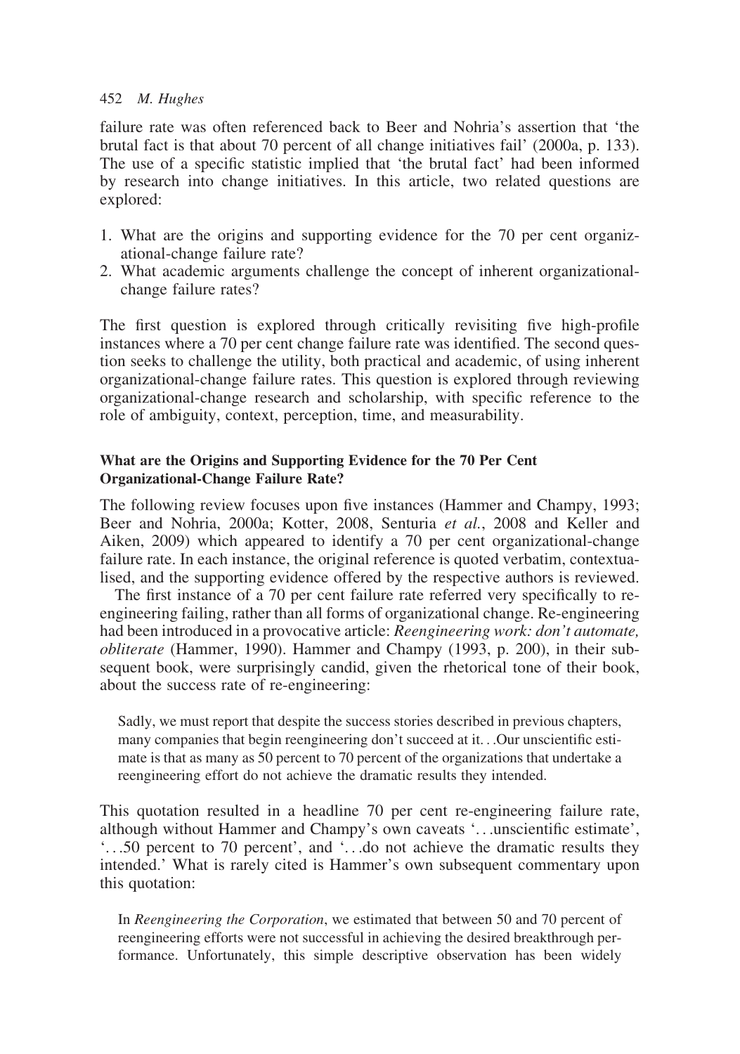failure rate was often referenced back to Beer and Nohria's assertion that 'the brutal fact is that about 70 percent of all change initiatives fail' (2000a, p. 133). The use of a specific statistic implied that 'the brutal fact' had been informed by research into change initiatives. In this article, two related questions are explored:

1. What are the origins and supporting evidence for the 70 per cent organizational-change failure rate?
2. What academic arguments challenge the concept of inherent organizational-change failure rates?

The first question is explored through critically revisiting five high-profile instances where a 70 per cent change failure rate was identified. The second question seeks to challenge the utility, both practical and academic, of using inherent organizational-change failure rates. This question is explored through reviewing organizational-change research and scholarship, with specific reference to the role of ambiguity, context, perception, time, and measurability.

### What are the Origins and Supporting Evidence for the 70 Per Cent Organizational-Change Failure Rate?

The following review focuses upon five instances (Hammer and Champy, 1993; Beer and Nohria, 2000a; Kotter, 2008, Senturia *et al.*, 2008 and Keller and Aiken, 2009) which appeared to identify a 70 per cent organizational-change failure rate. In each instance, the original reference is quoted verbatim, contextualised, and the supporting evidence offered by the respective authors is reviewed.

The first instance of a 70 per cent failure rate referred very specifically to re-engineering failing, rather than all forms of organizational change. Re-engineering had been introduced in a provocative article: *Reengineering work: don't automate, obliterate* (Hammer, 1990). Hammer and Champy (1993, p. 200), in their subsequent book, were surprisingly candid, given the rhetorical tone of their book, about the success rate of re-engineering:

> Sadly, we must report that despite the success stories described in previous chapters, many companies that begin reengineering don't succeed at it. . .Our unscientific estimate is that as many as 50 percent to 70 percent of the organizations that undertake a reengineering effort do not achieve the dramatic results they intended.

This quotation resulted in a headline 70 per cent re-engineering failure rate, although without Hammer and Champy's own caveats '. . .unscientific estimate', '. . .50 percent to 70 percent', and '. . .do not achieve the dramatic results they intended.' What is rarely cited is Hammer's own subsequent commentary upon this quotation:

> In *Reengineering the Corporation*, we estimated that between 50 and 70 percent of reengineering efforts were not successful in achieving the desired breakthrough performance. Unfortunately, this simple descriptive observation has been widely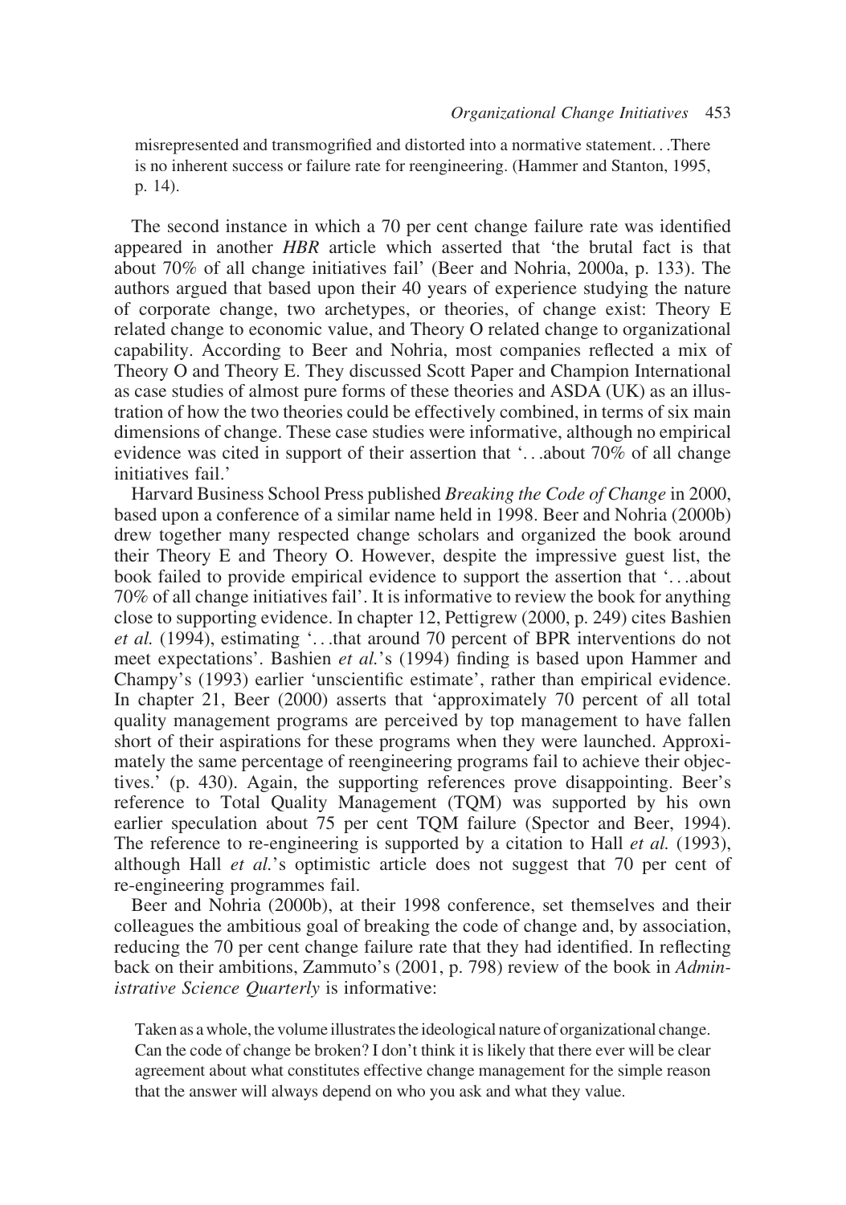> misrepresented and transmogrified and distorted into a normative statement. . .There is no inherent success or failure rate for reengineering. (Hammer and Stanton, 1995, p. 14).

The second instance in which a 70 per cent change failure rate was identified appeared in another *HBR* article which asserted that 'the brutal fact is that about 70% of all change initiatives fail' (Beer and Nohria, 2000a, p. 133). The authors argued that based upon their 40 years of experience studying the nature of corporate change, two archetypes, or theories, of change exist: Theory E related change to economic value, and Theory O related change to organizational capability. According to Beer and Nohria, most companies reflected a mix of Theory O and Theory E. They discussed Scott Paper and Champion International as case studies of almost pure forms of these theories and ASDA (UK) as an illustration of how the two theories could be effectively combined, in terms of six main dimensions of change. These case studies were informative, although no empirical evidence was cited in support of their assertion that '. . .about 70% of all change initiatives fail.'

Harvard Business School Press published *Breaking the Code of Change* in 2000, based upon a conference of a similar name held in 1998. Beer and Nohria (2000b) drew together many respected change scholars and organized the book around their Theory E and Theory O. However, despite the impressive guest list, the book failed to provide empirical evidence to support the assertion that '. . .about 70% of all change initiatives fail'. It is informative to review the book for anything close to supporting evidence. In chapter 12, Pettigrew (2000, p. 249) cites Bashien *et al.* (1994), estimating '. . .that around 70 percent of BPR interventions do not meet expectations'. Bashien *et al.*'s (1994) finding is based upon Hammer and Champy's (1993) earlier 'unscientific estimate', rather than empirical evidence. In chapter 21, Beer (2000) asserts that 'approximately 70 percent of all total quality management programs are perceived by top management to have fallen short of their aspirations for these programs when they were launched. Approximately the same percentage of reengineering programs fail to achieve their objectives.' (p. 430). Again, the supporting references prove disappointing. Beer's reference to Total Quality Management (TQM) was supported by his own earlier speculation about 75 per cent TQM failure (Spector and Beer, 1994). The reference to re-engineering is supported by a citation to Hall *et al.* (1993), although Hall *et al.*'s optimistic article does not suggest that 70 per cent of re-engineering programmes fail.

Beer and Nohria (2000b), at their 1998 conference, set themselves and their colleagues the ambitious goal of breaking the code of change and, by association, reducing the 70 per cent change failure rate that they had identified. In reflecting back on their ambitions, Zammuto's (2001, p. 798) review of the book in *Administrative Science Quarterly* is informative:

> Taken as a whole, the volume illustrates the ideological nature of organizational change. Can the code of change be broken? I don't think it is likely that there ever will be clear agreement about what constitutes effective change management for the simple reason that the answer will always depend on who you ask and what they value.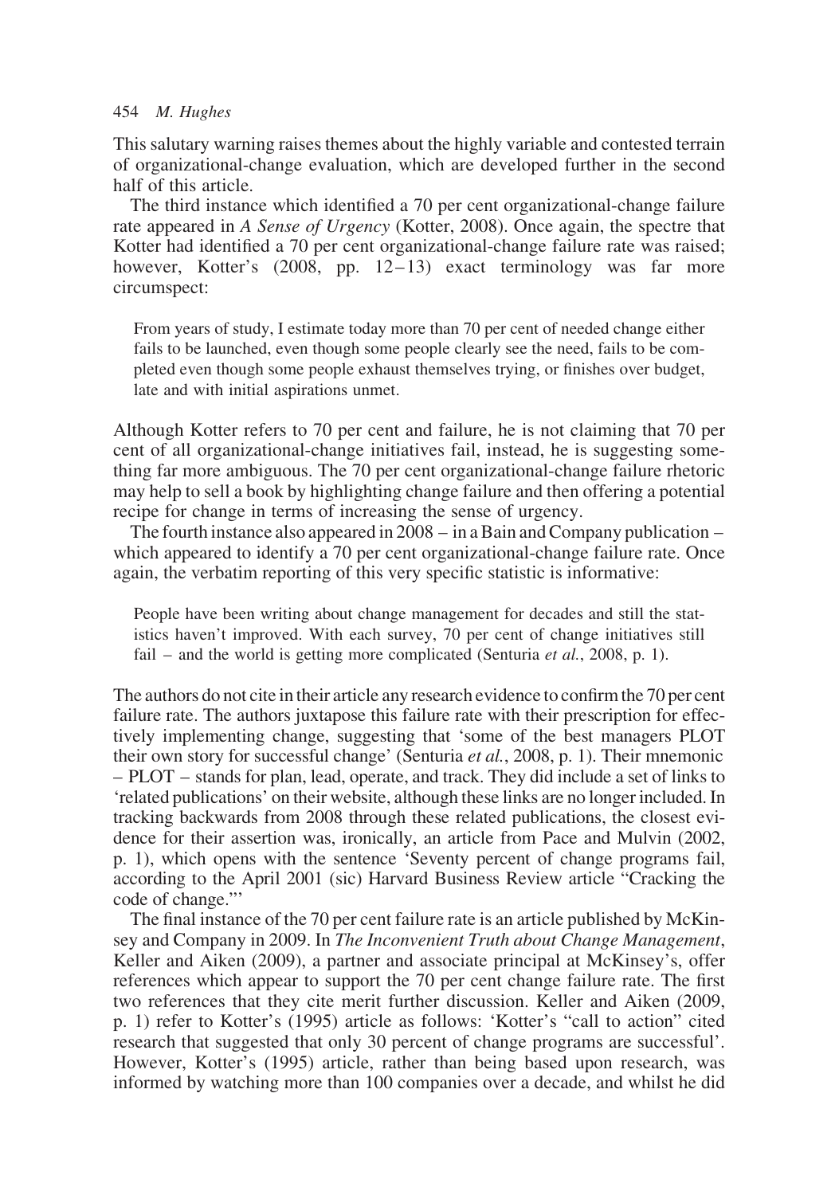This salutary warning raises themes about the highly variable and contested terrain of organizational-change evaluation, which are developed further in the second half of this article.

The third instance which identified a 70 per cent organizational-change failure rate appeared in *A Sense of Urgency* (Kotter, 2008). Once again, the spectre that Kotter had identified a 70 per cent organizational-change failure rate was raised; however, Kotter's (2008, pp. 12–13) exact terminology was far more circumspect:

> From years of study, I estimate today more than 70 per cent of needed change either fails to be launched, even though some people clearly see the need, fails to be completed even though some people exhaust themselves trying, or finishes over budget, late and with initial aspirations unmet.

Although Kotter refers to 70 per cent and failure, he is not claiming that 70 per cent of all organizational-change initiatives fail, instead, he is suggesting something far more ambiguous. The 70 per cent organizational-change failure rhetoric may help to sell a book by highlighting change failure and then offering a potential recipe for change in terms of increasing the sense of urgency.

The fourth instance also appeared in 2008 – in a Bain and Company publication – which appeared to identify a 70 per cent organizational-change failure rate. Once again, the verbatim reporting of this very specific statistic is informative:

> People have been writing about change management for decades and still the statistics haven't improved. With each survey, 70 per cent of change initiatives still fail – and the world is getting more complicated (Senturia *et al.*, 2008, p. 1).

The authors do not cite in their article any research evidence to confirm the 70 per cent failure rate. The authors juxtapose this failure rate with their prescription for effectively implementing change, suggesting that 'some of the best managers PLOT their own story for successful change' (Senturia *et al.*, 2008, p. 1). Their mnemonic – PLOT – stands for plan, lead, operate, and track. They did include a set of links to 'related publications' on their website, although these links are no longer included. In tracking backwards from 2008 through these related publications, the closest evidence for their assertion was, ironically, an article from Pace and Mulvin (2002, p. 1), which opens with the sentence 'Seventy percent of change programs fail, according to the April 2001 (sic) Harvard Business Review article "Cracking the code of change."'

The final instance of the 70 per cent failure rate is an article published by McKinsey and Company in 2009. In *The Inconvenient Truth about Change Management*, Keller and Aiken (2009), a partner and associate principal at McKinsey's, offer references which appear to support the 70 per cent change failure rate. The first two references that they cite merit further discussion. Keller and Aiken (2009, p. 1) refer to Kotter's (1995) article as follows: 'Kotter's "call to action" cited research that suggested that only 30 percent of change programs are successful'. However, Kotter's (1995) article, rather than being based upon research, was informed by watching more than 100 companies over a decade, and whilst he did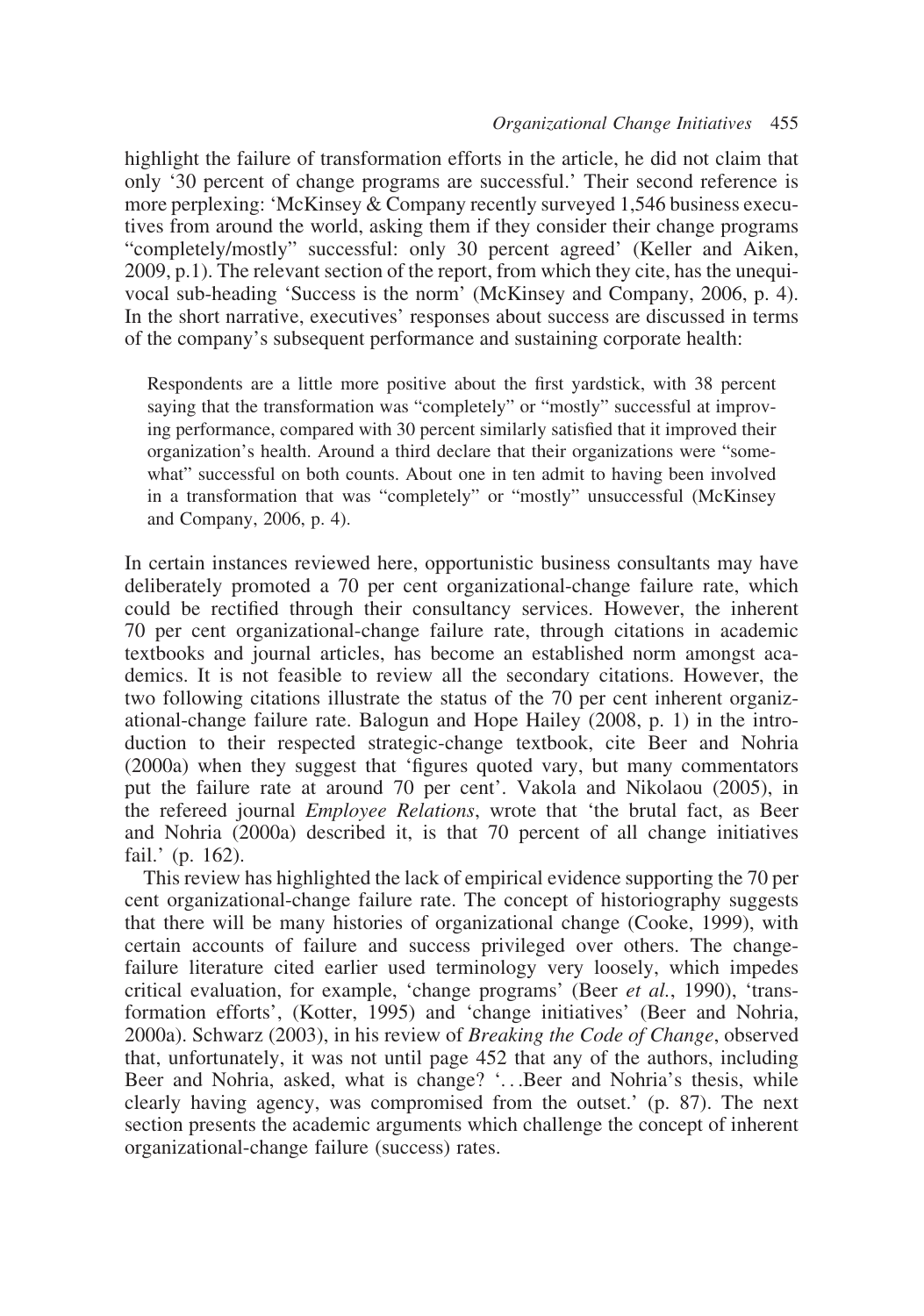highlight the failure of transformation efforts in the article, he did not claim that only '30 percent of change programs are successful.' Their second reference is more perplexing: 'McKinsey & Company recently surveyed 1,546 business executives from around the world, asking them if they consider their change programs "completely/mostly" successful: only 30 percent agreed' (Keller and Aiken, 2009, p.1). The relevant section of the report, from which they cite, has the unequivocal sub-heading 'Success is the norm' (McKinsey and Company, 2006, p. 4). In the short narrative, executives' responses about success are discussed in terms of the company's subsequent performance and sustaining corporate health:

> Respondents are a little more positive about the first yardstick, with 38 percent saying that the transformation was "completely" or "mostly" successful at improving performance, compared with 30 percent similarly satisfied that it improved their organization's health. Around a third declare that their organizations were "somewhat" successful on both counts. About one in ten admit to having been involved in a transformation that was "completely" or "mostly" unsuccessful (McKinsey and Company, 2006, p. 4).

In certain instances reviewed here, opportunistic business consultants may have deliberately promoted a 70 per cent organizational-change failure rate, which could be rectified through their consultancy services. However, the inherent 70 per cent organizational-change failure rate, through citations in academic textbooks and journal articles, has become an established norm amongst academics. It is not feasible to review all the secondary citations. However, the two following citations illustrate the status of the 70 per cent inherent organizational-change failure rate. Balogun and Hope Hailey (2008, p. 1) in the introduction to their respected strategic-change textbook, cite Beer and Nohria (2000a) when they suggest that 'figures quoted vary, but many commentators put the failure rate at around 70 per cent'. Vakola and Nikolaou (2005), in the refereed journal *Employee Relations*, wrote that 'the brutal fact, as Beer and Nohria (2000a) described it, is that 70 percent of all change initiatives fail.' (p. 162).

This review has highlighted the lack of empirical evidence supporting the 70 per cent organizational-change failure rate. The concept of historiography suggests that there will be many histories of organizational change (Cooke, 1999), with certain accounts of failure and success privileged over others. The change-failure literature cited earlier used terminology very loosely, which impedes critical evaluation, for example, 'change programs' (Beer *et al.*, 1990), 'transformation efforts', (Kotter, 1995) and 'change initiatives' (Beer and Nohria, 2000a). Schwarz (2003), in his review of *Breaking the Code of Change*, observed that, unfortunately, it was not until page 452 that any of the authors, including Beer and Nohria, asked, what is change? '...Beer and Nohria's thesis, while clearly having agency, was compromised from the outset.' (p. 87). The next section presents the academic arguments which challenge the concept of inherent organizational-change failure (success) rates.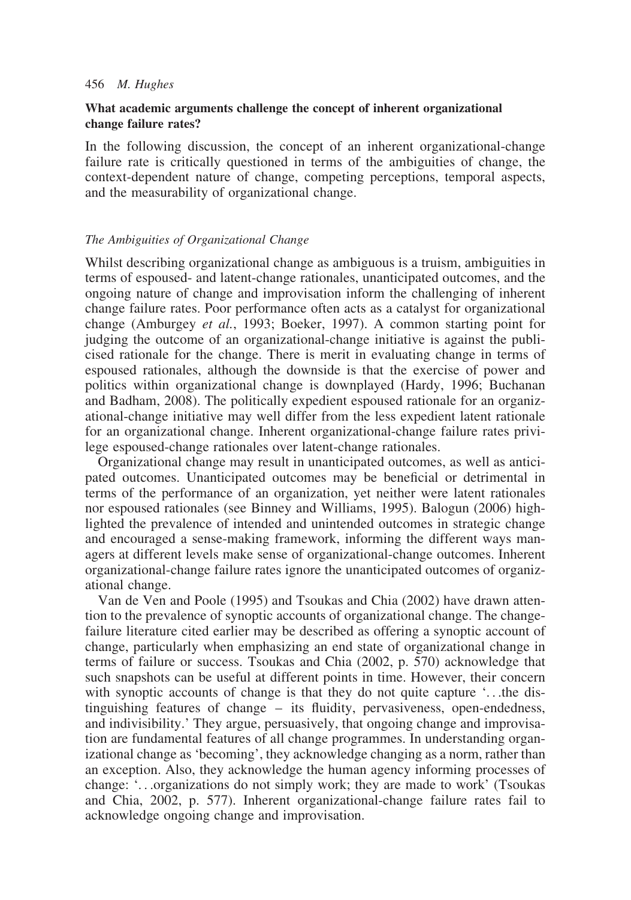## What academic arguments challenge the concept of inherent organizational change failure rates?

In the following discussion, the concept of an inherent organizational-change failure rate is critically questioned in terms of the ambiguities of change, the context-dependent nature of change, competing perceptions, temporal aspects, and the measurability of organizational change.

### *The Ambiguities of Organizational Change*

Whilst describing organizational change as ambiguous is a truism, ambiguities in terms of espoused- and latent-change rationales, unanticipated outcomes, and the ongoing nature of change and improvisation inform the challenging of inherent change failure rates. Poor performance often acts as a catalyst for organizational change (Amburgey *et al.*, 1993; Boeker, 1997). A common starting point for judging the outcome of an organizational-change initiative is against the publicised rationale for the change. There is merit in evaluating change in terms of espoused rationales, although the downside is that the exercise of power and politics within organizational change is downplayed (Hardy, 1996; Buchanan and Badham, 2008). The politically expedient espoused rationale for an organizational-change initiative may well differ from the less expedient latent rationale for an organizational change. Inherent organizational-change failure rates privilege espoused-change rationales over latent-change rationales.

Organizational change may result in unanticipated outcomes, as well as anticipated outcomes. Unanticipated outcomes may be beneficial or detrimental in terms of the performance of an organization, yet neither were latent rationales nor espoused rationales (see Binney and Williams, 1995). Balogun (2006) highlighted the prevalence of intended and unintended outcomes in strategic change and encouraged a sense-making framework, informing the different ways managers at different levels make sense of organizational-change outcomes. Inherent organizational-change failure rates ignore the unanticipated outcomes of organizational change.

Van de Ven and Poole (1995) and Tsoukas and Chia (2002) have drawn attention to the prevalence of synoptic accounts of organizational change. The change-failure literature cited earlier may be described as offering a synoptic account of change, particularly when emphasizing an end state of organizational change in terms of failure or success. Tsoukas and Chia (2002, p. 570) acknowledge that such snapshots can be useful at different points in time. However, their concern with synoptic accounts of change is that they do not quite capture '. . .the distinguishing features of change – its fluidity, pervasiveness, open-endedness, and indivisibility.' They argue, persuasively, that ongoing change and improvisation are fundamental features of all change programmes. In understanding organizational change as 'becoming', they acknowledge changing as a norm, rather than an exception. Also, they acknowledge the human agency informing processes of change: '. . .organizations do not simply work; they are made to work' (Tsoukas and Chia, 2002, p. 577). Inherent organizational-change failure rates fail to acknowledge ongoing change and improvisation.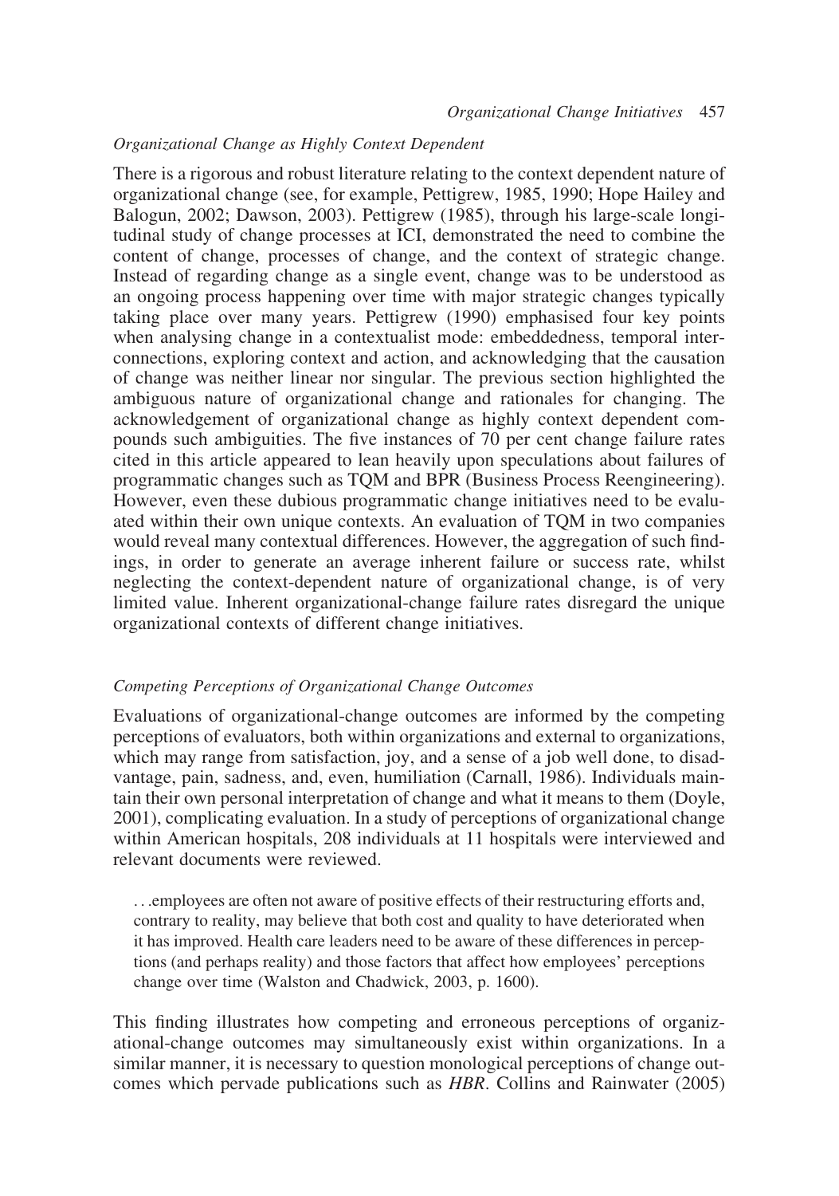### *Organizational Change as Highly Context Dependent*

There is a rigorous and robust literature relating to the context dependent nature of organizational change (see, for example, Pettigrew, 1985, 1990; Hope Hailey and Balogun, 2002; Dawson, 2003). Pettigrew (1985), through his large-scale longitudinal study of change processes at ICI, demonstrated the need to combine the content of change, processes of change, and the context of strategic change. Instead of regarding change as a single event, change was to be understood as an ongoing process happening over time with major strategic changes typically taking place over many years. Pettigrew (1990) emphasised four key points when analysing change in a contextualist mode: embeddedness, temporal interconnections, exploring context and action, and acknowledging that the causation of change was neither linear nor singular. The previous section highlighted the ambiguous nature of organizational change and rationales for changing. The acknowledgement of organizational change as highly context dependent compounds such ambiguities. The five instances of 70 per cent change failure rates cited in this article appeared to lean heavily upon speculations about failures of programmatic changes such as TQM and BPR (Business Process Reengineering). However, even these dubious programmatic change initiatives need to be evaluated within their own unique contexts. An evaluation of TQM in two companies would reveal many contextual differences. However, the aggregation of such findings, in order to generate an average inherent failure or success rate, whilst neglecting the context-dependent nature of organizational change, is of very limited value. Inherent organizational-change failure rates disregard the unique organizational contexts of different change initiatives.

### *Competing Perceptions of Organizational Change Outcomes*

Evaluations of organizational-change outcomes are informed by the competing perceptions of evaluators, both within organizations and external to organizations, which may range from satisfaction, joy, and a sense of a job well done, to disadvantage, pain, sadness, and, even, humiliation (Carnall, 1986). Individuals maintain their own personal interpretation of change and what it means to them (Doyle, 2001), complicating evaluation. In a study of perceptions of organizational change within American hospitals, 208 individuals at 11 hospitals were interviewed and relevant documents were reviewed.

> . . .employees are often not aware of positive effects of their restructuring efforts and, contrary to reality, may believe that both cost and quality to have deteriorated when it has improved. Health care leaders need to be aware of these differences in perceptions (and perhaps reality) and those factors that affect how employees' perceptions change over time (Walston and Chadwick, 2003, p. 1600).

This finding illustrates how competing and erroneous perceptions of organizational-change outcomes may simultaneously exist within organizations. In a similar manner, it is necessary to question monological perceptions of change outcomes which pervade publications such as *HBR*. Collins and Rainwater (2005)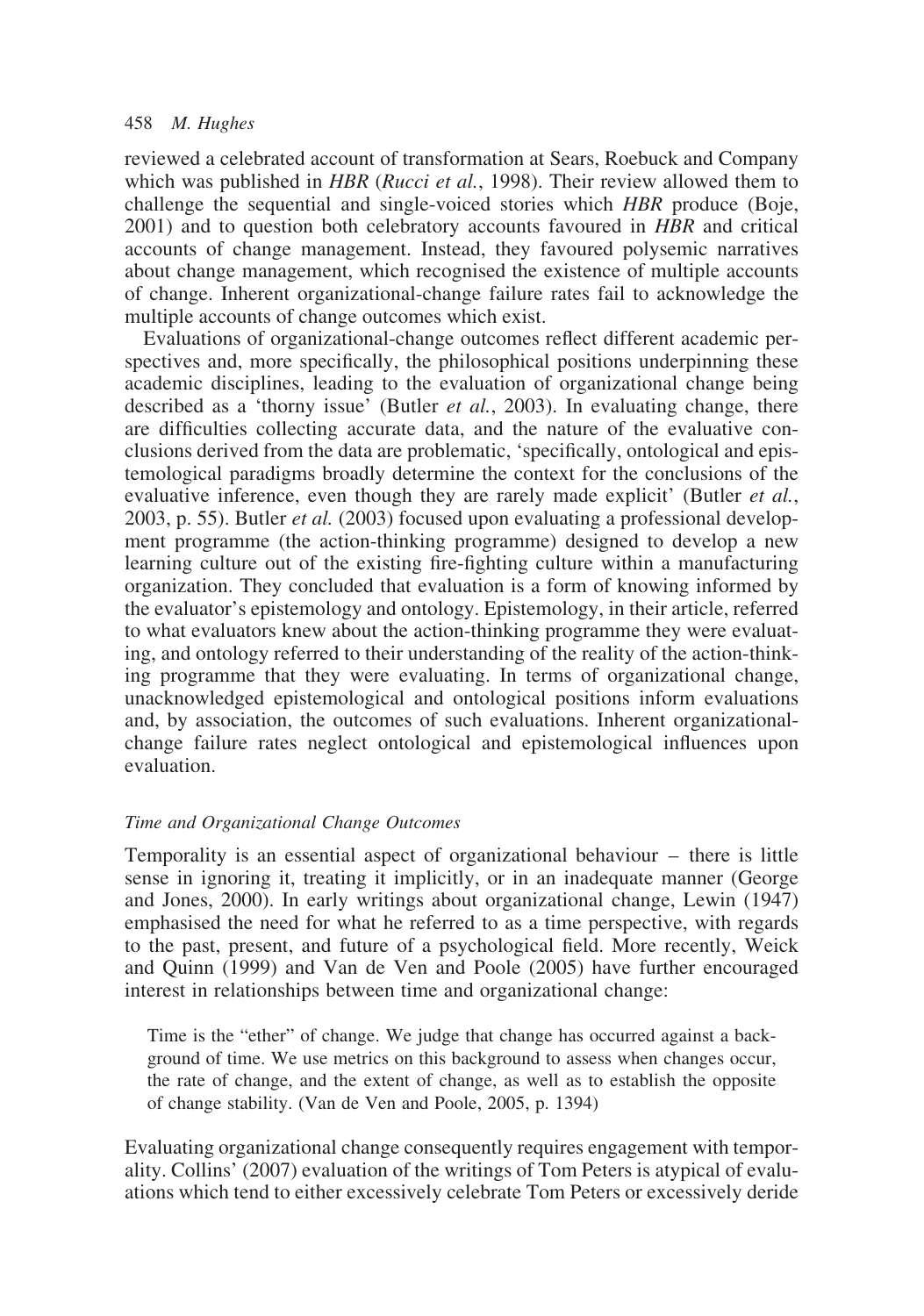reviewed a celebrated account of transformation at Sears, Roebuck and Company which was published in *HBR* (*Rucci et al.*, 1998). Their review allowed them to challenge the sequential and single-voiced stories which *HBR* produce (Boje, 2001) and to question both celebratory accounts favoured in *HBR* and critical accounts of change management. Instead, they favoured polysemic narratives about change management, which recognised the existence of multiple accounts of change. Inherent organizational-change failure rates fail to acknowledge the multiple accounts of change outcomes which exist.

Evaluations of organizational-change outcomes reflect different academic perspectives and, more specifically, the philosophical positions underpinning these academic disciplines, leading to the evaluation of organizational change being described as a 'thorny issue' (Butler *et al.*, 2003). In evaluating change, there are difficulties collecting accurate data, and the nature of the evaluative conclusions derived from the data are problematic, 'specifically, ontological and epistemological paradigms broadly determine the context for the conclusions of the evaluative inference, even though they are rarely made explicit' (Butler *et al.*, 2003, p. 55). Butler *et al.* (2003) focused upon evaluating a professional development programme (the action-thinking programme) designed to develop a new learning culture out of the existing fire-fighting culture within a manufacturing organization. They concluded that evaluation is a form of knowing informed by the evaluator's epistemology and ontology. Epistemology, in their article, referred to what evaluators knew about the action-thinking programme they were evaluating, and ontology referred to their understanding of the reality of the action-thinking programme that they were evaluating. In terms of organizational change, unacknowledged epistemological and ontological positions inform evaluations and, by association, the outcomes of such evaluations. Inherent organizational-change failure rates neglect ontological and epistemological influences upon evaluation.

### *Time and Organizational Change Outcomes*

Temporality is an essential aspect of organizational behaviour – there is little sense in ignoring it, treating it implicitly, or in an inadequate manner (George and Jones, 2000). In early writings about organizational change, Lewin (1947) emphasised the need for what he referred to as a time perspective, with regards to the past, present, and future of a psychological field. More recently, Weick and Quinn (1999) and Van de Ven and Poole (2005) have further encouraged interest in relationships between time and organizational change:

> Time is the "ether" of change. We judge that change has occurred against a background of time. We use metrics on this background to assess when changes occur, the rate of change, and the extent of change, as well as to establish the opposite of change stability. (Van de Ven and Poole, 2005, p. 1394)

Evaluating organizational change consequently requires engagement with temporality. Collins' (2007) evaluation of the writings of Tom Peters is atypical of evaluations which tend to either excessively celebrate Tom Peters or excessively deride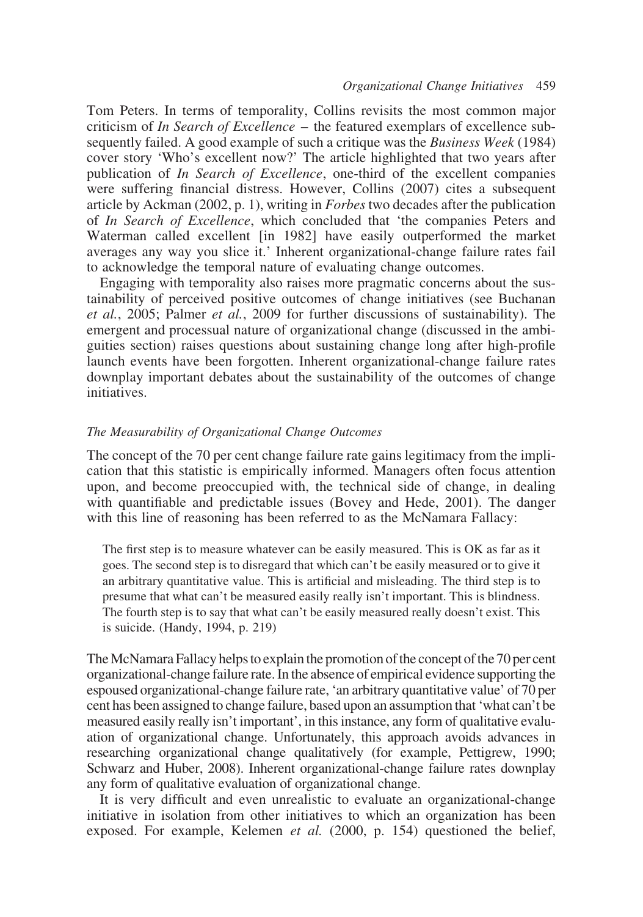Tom Peters. In terms of temporality, Collins revisits the most common major criticism of *In Search of Excellence* – the featured exemplars of excellence subsequently failed. A good example of such a critique was the *Business Week* (1984) cover story 'Who's excellent now?' The article highlighted that two years after publication of *In Search of Excellence*, one-third of the excellent companies were suffering financial distress. However, Collins (2007) cites a subsequent article by Ackman (2002, p. 1), writing in *Forbes* two decades after the publication of *In Search of Excellence*, which concluded that 'the companies Peters and Waterman called excellent [in 1982] have easily outperformed the market averages any way you slice it.' Inherent organizational-change failure rates fail to acknowledge the temporal nature of evaluating change outcomes.

Engaging with temporality also raises more pragmatic concerns about the sustainability of perceived positive outcomes of change initiatives (see Buchanan *et al.*, 2005; Palmer *et al.*, 2009 for further discussions of sustainability). The emergent and processual nature of organizational change (discussed in the ambiguities section) raises questions about sustaining change long after high-profile launch events have been forgotten. Inherent organizational-change failure rates downplay important debates about the sustainability of the outcomes of change initiatives.

### *The Measurability of Organizational Change Outcomes*

The concept of the 70 per cent change failure rate gains legitimacy from the implication that this statistic is empirically informed. Managers often focus attention upon, and become preoccupied with, the technical side of change, in dealing with quantifiable and predictable issues (Bovey and Hede, 2001). The danger with this line of reasoning has been referred to as the McNamara Fallacy:

> The first step is to measure whatever can be easily measured. This is OK as far as it goes. The second step is to disregard that which can't be easily measured or to give it an arbitrary quantitative value. This is artificial and misleading. The third step is to presume that what can't be measured easily really isn't important. This is blindness. The fourth step is to say that what can't be easily measured really doesn't exist. This is suicide. (Handy, 1994, p. 219)

The McNamara Fallacy helps to explain the promotion of the concept of the 70 per cent organizational-change failure rate. In the absence of empirical evidence supporting the espoused organizational-change failure rate, 'an arbitrary quantitative value' of 70 per cent has been assigned to change failure, based upon an assumption that 'what can't be measured easily really isn't important', in this instance, any form of qualitative evaluation of organizational change. Unfortunately, this approach avoids advances in researching organizational change qualitatively (for example, Pettigrew, 1990; Schwarz and Huber, 2008). Inherent organizational-change failure rates downplay any form of qualitative evaluation of organizational change.

It is very difficult and even unrealistic to evaluate an organizational-change initiative in isolation from other initiatives to which an organization has been exposed. For example, Kelemen *et al.* (2000, p. 154) questioned the belief,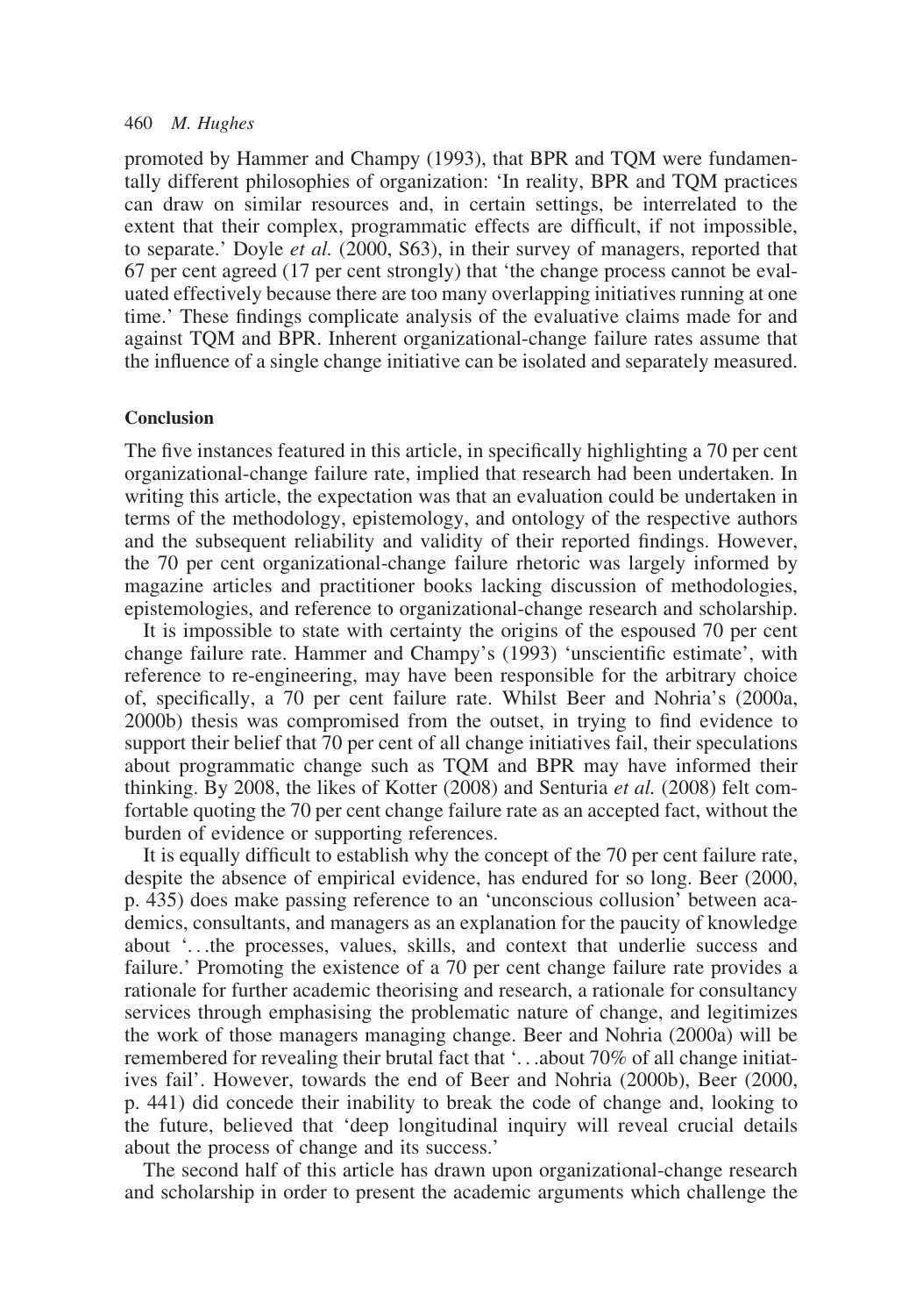promoted by Hammer and Champy (1993), that BPR and TQM were fundamentally different philosophies of organization: 'In reality, BPR and TQM practices can draw on similar resources and, in certain settings, be interrelated to the extent that their complex, programmatic effects are difficult, if not impossible, to separate.' Doyle *et al.* (2000, S63), in their survey of managers, reported that 67 per cent agreed (17 per cent strongly) that 'the change process cannot be evaluated effectively because there are too many overlapping initiatives running at one time.' These findings complicate analysis of the evaluative claims made for and against TQM and BPR. Inherent organizational-change failure rates assume that the influence of a single change initiative can be isolated and separately measured.

## Conclusion

The five instances featured in this article, in specifically highlighting a 70 per cent organizational-change failure rate, implied that research had been undertaken. In writing this article, the expectation was that an evaluation could be undertaken in terms of the methodology, epistemology, and ontology of the respective authors and the subsequent reliability and validity of their reported findings. However, the 70 per cent organizational-change failure rhetoric was largely informed by magazine articles and practitioner books lacking discussion of methodologies, epistemologies, and reference to organizational-change research and scholarship.

It is impossible to state with certainty the origins of the espoused 70 per cent change failure rate. Hammer and Champy's (1993) 'unscientific estimate', with reference to re-engineering, may have been responsible for the arbitrary choice of, specifically, a 70 per cent failure rate. Whilst Beer and Nohria's (2000a, 2000b) thesis was compromised from the outset, in trying to find evidence to support their belief that 70 per cent of all change initiatives fail, their speculations about programmatic change such as TQM and BPR may have informed their thinking. By 2008, the likes of Kotter (2008) and Senturia *et al.* (2008) felt comfortable quoting the 70 per cent change failure rate as an accepted fact, without the burden of evidence or supporting references.

It is equally difficult to establish why the concept of the 70 per cent failure rate, despite the absence of empirical evidence, has endured for so long. Beer (2000, p. 435) does make passing reference to an 'unconscious collusion' between academics, consultants, and managers as an explanation for the paucity of knowledge about '...the processes, values, skills, and context that underlie success and failure.' Promoting the existence of a 70 per cent change failure rate provides a rationale for further academic theorising and research, a rationale for consultancy services through emphasising the problematic nature of change, and legitimizes the work of those managers managing change. Beer and Nohria (2000a) will be remembered for revealing their brutal fact that '...about 70% of all change initiatives fail'. However, towards the end of Beer and Nohria (2000b), Beer (2000, p. 441) did concede their inability to break the code of change and, looking to the future, believed that 'deep longitudinal inquiry will reveal crucial details about the process of change and its success.'

The second half of this article has drawn upon organizational-change research and scholarship in order to present the academic arguments which challenge the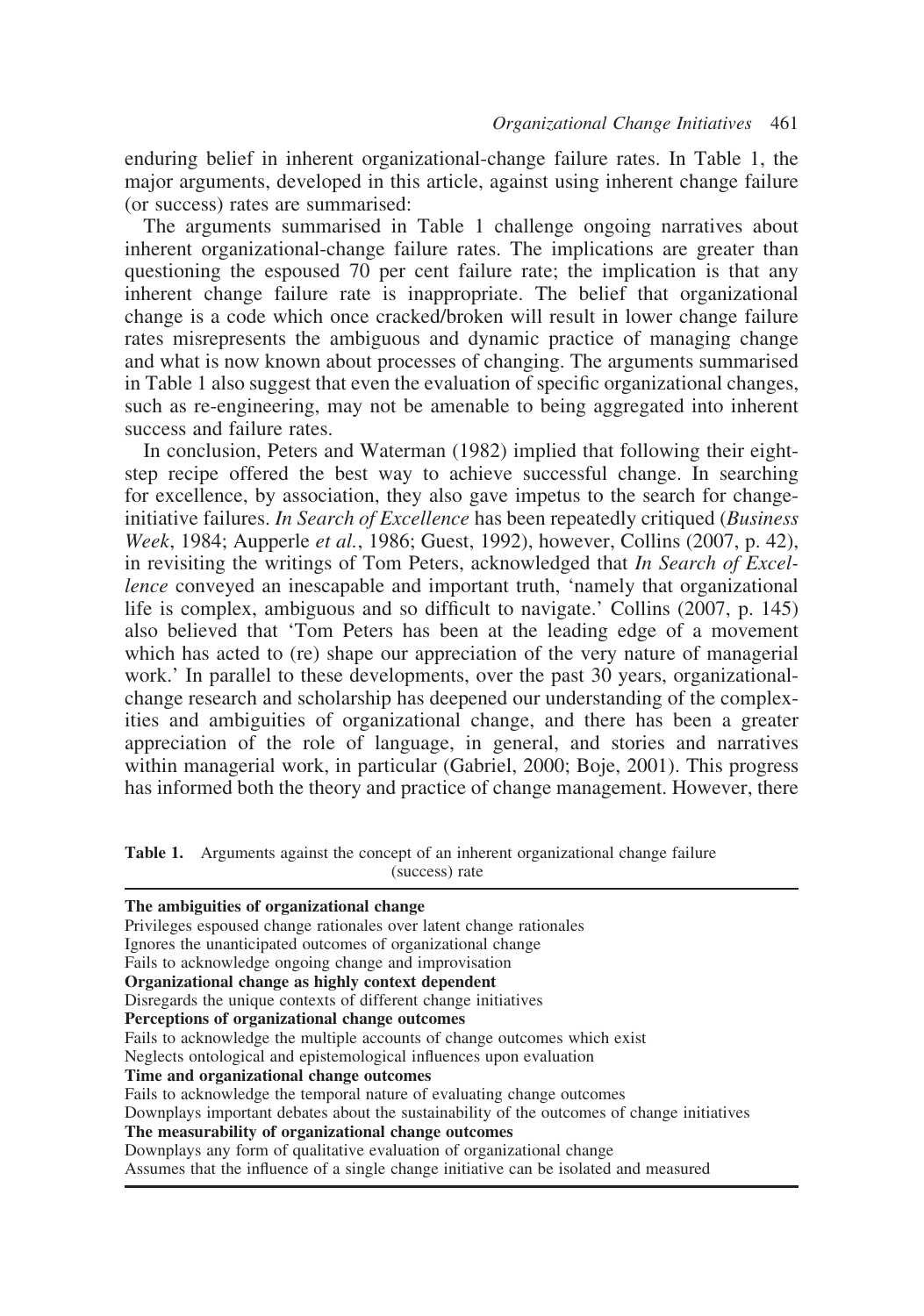enduring belief in inherent organizational-change failure rates. In Table 1, the major arguments, developed in this article, against using inherent change failure (or success) rates are summarised:

The arguments summarised in Table 1 challenge ongoing narratives about inherent organizational-change failure rates. The implications are greater than questioning the espoused 70 per cent failure rate; the implication is that any inherent change failure rate is inappropriate. The belief that organizational change is a code which once cracked/broken will result in lower change failure rates misrepresents the ambiguous and dynamic practice of managing change and what is now known about processes of changing. The arguments summarised in Table 1 also suggest that even the evaluation of specific organizational changes, such as re-engineering, may not be amenable to being aggregated into inherent success and failure rates.

In conclusion, Peters and Waterman (1982) implied that following their eight-step recipe offered the best way to achieve successful change. In searching for excellence, by association, they also gave impetus to the search for change-initiative failures. *In Search of Excellence* has been repeatedly critiqued (*Business Week*, 1984; Aupperle *et al.*, 1986; Guest, 1992), however, Collins (2007, p. 42), in revisiting the writings of Tom Peters, acknowledged that *In Search of Excellence* conveyed an inescapable and important truth, 'namely that organizational life is complex, ambiguous and so difficult to navigate.' Collins (2007, p. 145) also believed that 'Tom Peters has been at the leading edge of a movement which has acted to (re) shape our appreciation of the very nature of managerial work.' In parallel to these developments, over the past 30 years, organizational-change research and scholarship has deepened our understanding of the complexities and ambiguities of organizational change, and there has been a greater appreciation of the role of language, in general, and stories and narratives within managerial work, in particular (Gabriel, 2000; Boje, 2001). This progress has informed both the theory and practice of change management. However, there

**Table 1.** Arguments against the concept of an inherent organizational change failure (success) rate

| |
|---|
| **The ambiguities of organizational change** |
| Privileges espoused change rationales over latent change rationales |
| Ignores the unanticipated outcomes of organizational change |
| Fails to acknowledge ongoing change and improvisation |
| **Organizational change as highly context dependent** |
| Disregards the unique contexts of different change initiatives |
| **Perceptions of organizational change outcomes** |
| Fails to acknowledge the multiple accounts of change outcomes which exist |
| Neglects ontological and epistemological influences upon evaluation |
| **Time and organizational change outcomes** |
| Fails to acknowledge the temporal nature of evaluating change outcomes |
| Downplays important debates about the sustainability of the outcomes of change initiatives |
| **The measurability of organizational change outcomes** |
| Downplays any form of qualitative evaluation of organizational change |
| Assumes that the influence of a single change initiative can be isolated and measured |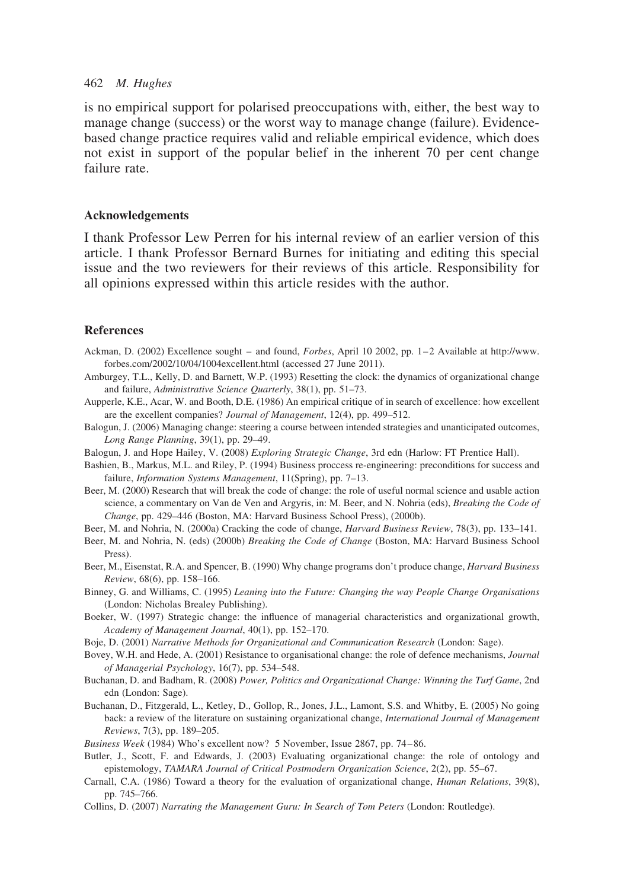is no empirical support for polarised preoccupations with, either, the best way to manage change (success) or the worst way to manage change (failure). Evidence-based change practice requires valid and reliable empirical evidence, which does not exist in support of the popular belief in the inherent 70 per cent change failure rate.

## Acknowledgements

I thank Professor Lew Perren for his internal review of an earlier version of this article. I thank Professor Bernard Burnes for initiating and editing this special issue and the two reviewers for their reviews of this article. Responsibility for all opinions expressed within this article resides with the author.

## References

Ackman, D. (2002) Excellence sought – and found, *Forbes*, April 10 2002, pp. 1–2 Available at http://www.forbes.com/2002/10/04/1004excellent.html (accessed 27 June 2011).

Amburgey, T.L., Kelly, D. and Barnett, W.P. (1993) Resetting the clock: the dynamics of organizational change and failure, *Administrative Science Quarterly*, 38(1), pp. 51–73.

Aupperle, K.E., Acar, W. and Booth, D.E. (1986) An empirical critique of in search of excellence: how excellent are the excellent companies? *Journal of Management*, 12(4), pp. 499–512.

Balogun, J. (2006) Managing change: steering a course between intended strategies and unanticipated outcomes, *Long Range Planning*, 39(1), pp. 29–49.

Balogun, J. and Hope Hailey, V. (2008) *Exploring Strategic Change*, 3rd edn (Harlow: FT Prentice Hall).

Bashien, B., Markus, M.L. and Riley, P. (1994) Business proccess re-engineering: preconditions for success and failure, *Information Systems Management*, 11(Spring), pp. 7–13.

Beer, M. (2000) Research that will break the code of change: the role of useful normal science and usable action science, a commentary on Van de Ven and Argyris, in: M. Beer, and N. Nohria (eds), *Breaking the Code of Change*, pp. 429–446 (Boston, MA: Harvard Business School Press), (2000b).

Beer, M. and Nohria, N. (2000a) Cracking the code of change, *Harvard Business Review*, 78(3), pp. 133–141.

Beer, M. and Nohria, N. (eds) (2000b) *Breaking the Code of Change* (Boston, MA: Harvard Business School Press).

Beer, M., Eisenstat, R.A. and Spencer, B. (1990) Why change programs don't produce change, *Harvard Business Review*, 68(6), pp. 158–166.

Binney, G. and Williams, C. (1995) *Leaning into the Future: Changing the way People Change Organisations* (London: Nicholas Brealey Publishing).

Boeker, W. (1997) Strategic change: the influence of managerial characteristics and organizational growth, *Academy of Management Journal*, 40(1), pp. 152–170.

Boje, D. (2001) *Narrative Methods for Organizational and Communication Research* (London: Sage).

Bovey, W.H. and Hede, A. (2001) Resistance to organisational change: the role of defence mechanisms, *Journal of Managerial Psychology*, 16(7), pp. 534–548.

Buchanan, D. and Badham, R. (2008) *Power, Politics and Organizational Change: Winning the Turf Game*, 2nd edn (London: Sage).

Buchanan, D., Fitzgerald, L., Ketley, D., Gollop, R., Jones, J.L., Lamont, S.S. and Whitby, E. (2005) No going back: a review of the literature on sustaining organizational change, *International Journal of Management Reviews*, 7(3), pp. 189–205.

*Business Week* (1984) Who's excellent now? 5 November, Issue 2867, pp. 74–86.

Butler, J., Scott, F. and Edwards, J. (2003) Evaluating organizational change: the role of ontology and epistemology, *TAMARA Journal of Critical Postmodern Organization Science*, 2(2), pp. 55–67.

Carnall, C.A. (1986) Toward a theory for the evaluation of organizational change, *Human Relations*, 39(8), pp. 745–766.

Collins, D. (2007) *Narrating the Management Guru: In Search of Tom Peters* (London: Routledge).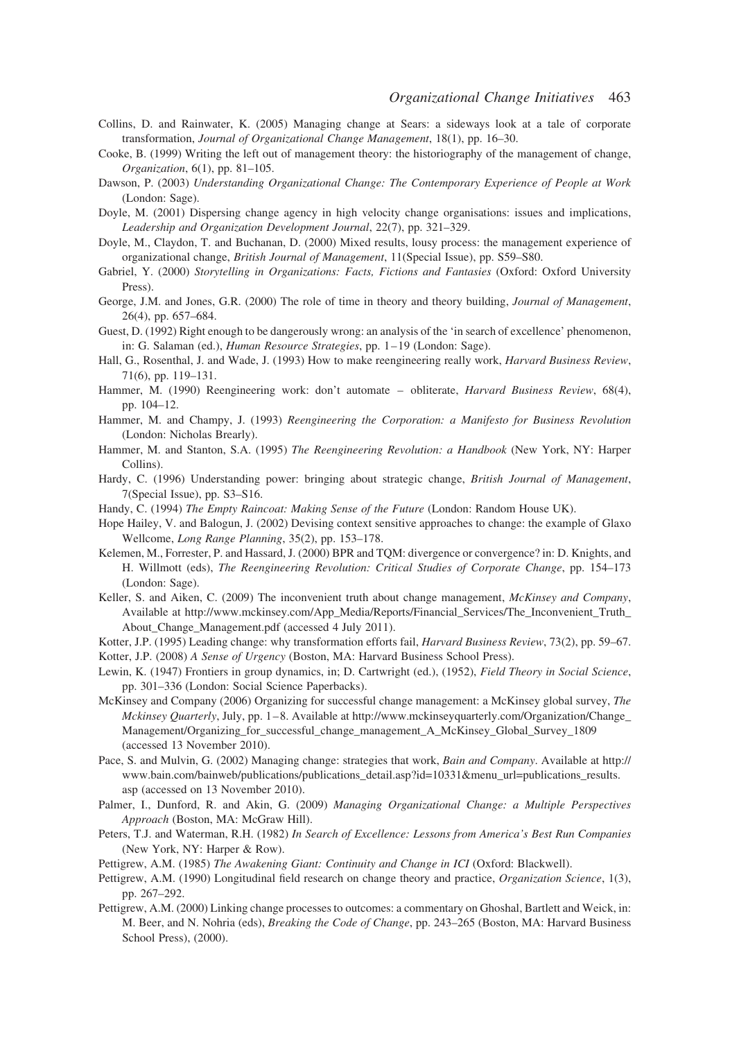Collins, D. and Rainwater, K. (2005) Managing change at Sears: a sideways look at a tale of corporate transformation, *Journal of Organizational Change Management*, 18(1), pp. 16–30.

Cooke, B. (1999) Writing the left out of management theory: the historiography of the management of change, *Organization*, 6(1), pp. 81–105.

Dawson, P. (2003) *Understanding Organizational Change: The Contemporary Experience of People at Work* (London: Sage).

Doyle, M. (2001) Dispersing change agency in high velocity change organisations: issues and implications, *Leadership and Organization Development Journal*, 22(7), pp. 321–329.

Doyle, M., Claydon, T. and Buchanan, D. (2000) Mixed results, lousy process: the management experience of organizational change, *British Journal of Management*, 11(Special Issue), pp. S59–S80.

Gabriel, Y. (2000) *Storytelling in Organizations: Facts, Fictions and Fantasies* (Oxford: Oxford University Press).

George, J.M. and Jones, G.R. (2000) The role of time in theory and theory building, *Journal of Management*, 26(4), pp. 657–684.

Guest, D. (1992) Right enough to be dangerously wrong: an analysis of the 'in search of excellence' phenomenon, in: G. Salaman (ed.), *Human Resource Strategies*, pp. 1–19 (London: Sage).

Hall, G., Rosenthal, J. and Wade, J. (1993) How to make reengineering really work, *Harvard Business Review*, 71(6), pp. 119–131.

Hammer, M. (1990) Reengineering work: don't automate – obliterate, *Harvard Business Review*, 68(4), pp. 104–12.

Hammer, M. and Champy, J. (1993) *Reengineering the Corporation: a Manifesto for Business Revolution* (London: Nicholas Brearly).

Hammer, M. and Stanton, S.A. (1995) *The Reengineering Revolution: a Handbook* (New York, NY: Harper Collins).

Hardy, C. (1996) Understanding power: bringing about strategic change, *British Journal of Management*, 7(Special Issue), pp. S3–S16.

Handy, C. (1994) *The Empty Raincoat: Making Sense of the Future* (London: Random House UK).

Hope Hailey, V. and Balogun, J. (2002) Devising context sensitive approaches to change: the example of Glaxo Wellcome, *Long Range Planning*, 35(2), pp. 153–178.

Kelemen, M., Forrester, P. and Hassard, J. (2000) BPR and TQM: divergence or convergence? in: D. Knights, and H. Willmott (eds), *The Reengineering Revolution: Critical Studies of Corporate Change*, pp. 154–173 (London: Sage).

Keller, S. and Aiken, C. (2009) The inconvenient truth about change management, *McKinsey and Company*, Available at http://www.mckinsey.com/App_Media/Reports/Financial_Services/The_Inconvenient_Truth_About_Change_Management.pdf (accessed 4 July 2011).

Kotter, J.P. (1995) Leading change: why transformation efforts fail, *Harvard Business Review*, 73(2), pp. 59–67.

Kotter, J.P. (2008) *A Sense of Urgency* (Boston, MA: Harvard Business School Press).

Lewin, K. (1947) Frontiers in group dynamics, in; D. Cartwright (ed.), (1952), *Field Theory in Social Science*, pp. 301–336 (London: Social Science Paperbacks).

McKinsey and Company (2006) Organizing for successful change management: a McKinsey global survey, *The Mckinsey Quarterly*, July, pp. 1–8. Available at http://www.mckinseyquarterly.com/Organization/Change_Management/Organizing_for_successful_change_management_A_McKinsey_Global_Survey_1809 (accessed 13 November 2010).

Pace, S. and Mulvin, G. (2002) Managing change: strategies that work, *Bain and Company*. Available at http://www.bain.com/bainweb/publications/publications_detail.asp?id=10331&menu_url=publications_results.asp (accessed on 13 November 2010).

Palmer, I., Dunford, R. and Akin, G. (2009) *Managing Organizational Change: a Multiple Perspectives Approach* (Boston, MA: McGraw Hill).

Peters, T.J. and Waterman, R.H. (1982) *In Search of Excellence: Lessons from America's Best Run Companies* (New York, NY: Harper & Row).

Pettigrew, A.M. (1985) *The Awakening Giant: Continuity and Change in ICI* (Oxford: Blackwell).

Pettigrew, A.M. (1990) Longitudinal field research on change theory and practice, *Organization Science*, 1(3), pp. 267–292.

Pettigrew, A.M. (2000) Linking change processes to outcomes: a commentary on Ghoshal, Bartlett and Weick, in: M. Beer, and N. Nohria (eds), *Breaking the Code of Change*, pp. 243–265 (Boston, MA: Harvard Business School Press), (2000).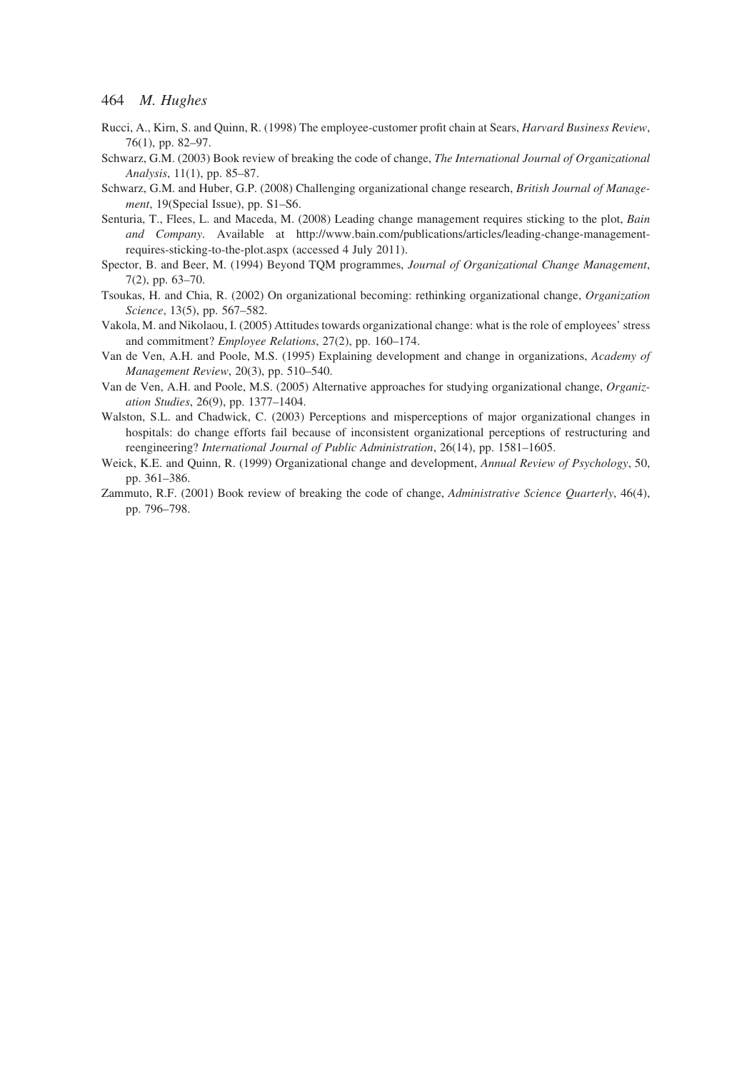Rucci, A., Kirn, S. and Quinn, R. (1998) The employee-customer profit chain at Sears, *Harvard Business Review*, 76(1), pp. 82–97.

Schwarz, G.M. (2003) Book review of breaking the code of change, *The International Journal of Organizational Analysis*, 11(1), pp. 85–87.

Schwarz, G.M. and Huber, G.P. (2008) Challenging organizational change research, *British Journal of Management*, 19(Special Issue), pp. S1–S6.

Senturia, T., Flees, L. and Maceda, M. (2008) Leading change management requires sticking to the plot, *Bain and Company*. Available at http://www.bain.com/publications/articles/leading-change-management-requires-sticking-to-the-plot.aspx (accessed 4 July 2011).

Spector, B. and Beer, M. (1994) Beyond TQM programmes, *Journal of Organizational Change Management*, 7(2), pp. 63–70.

Tsoukas, H. and Chia, R. (2002) On organizational becoming: rethinking organizational change, *Organization Science*, 13(5), pp. 567–582.

Vakola, M. and Nikolaou, I. (2005) Attitudes towards organizational change: what is the role of employees' stress and commitment? *Employee Relations*, 27(2), pp. 160–174.

Van de Ven, A.H. and Poole, M.S. (1995) Explaining development and change in organizations, *Academy of Management Review*, 20(3), pp. 510–540.

Van de Ven, A.H. and Poole, M.S. (2005) Alternative approaches for studying organizational change, *Organization Studies*, 26(9), pp. 1377–1404.

Walston, S.L. and Chadwick, C. (2003) Perceptions and misperceptions of major organizational changes in hospitals: do change efforts fail because of inconsistent organizational perceptions of restructuring and reengineering? *International Journal of Public Administration*, 26(14), pp. 1581–1605.

Weick, K.E. and Quinn, R. (1999) Organizational change and development, *Annual Review of Psychology*, 50, pp. 361–386.

Zammuto, R.F. (2001) Book review of breaking the code of change, *Administrative Science Quarterly*, 46(4), pp. 796–798.